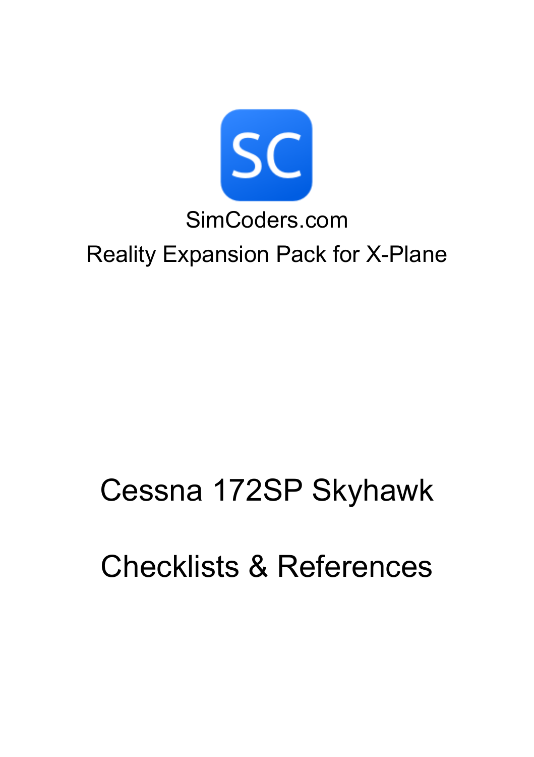SC

SimCoders.com

Reality Expansion Pack for X-Plane

# Cessna 172SP Skyhawk

# Checklists & References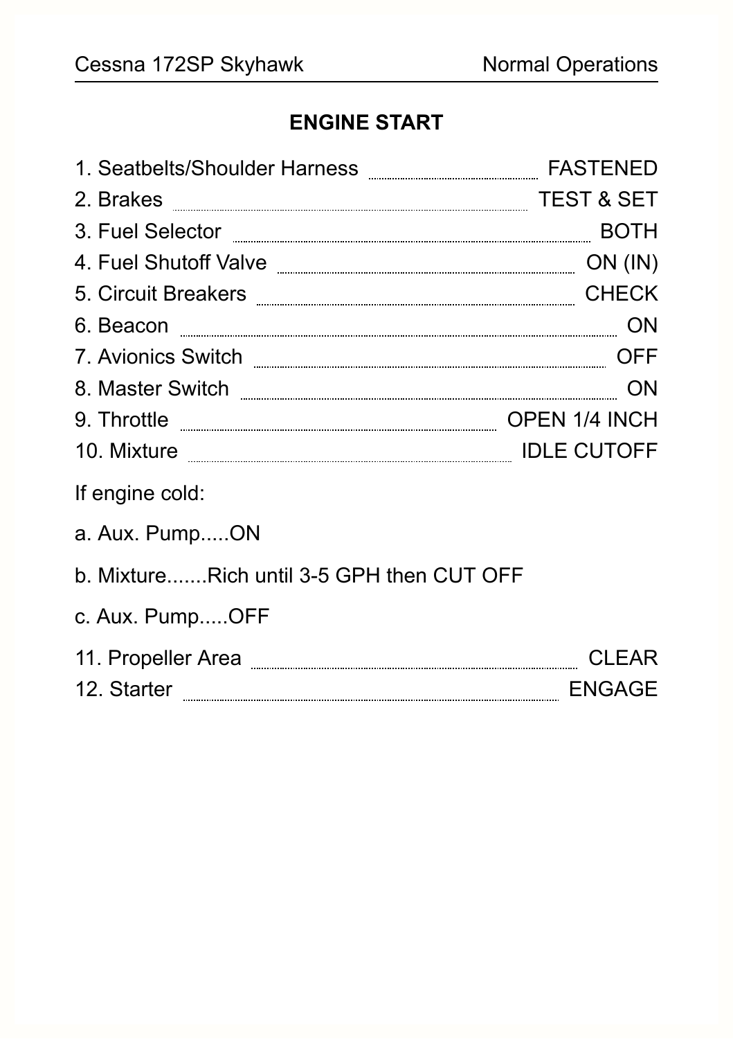## ENGINE START

1. Seatbelts/Shoulder Harness .......... FASTENED
2. Brakes .......... TEST & SET
3. Fuel Selector .......... BOTH
4. Fuel Shutoff Valve .......... ON (IN)
5. Circuit Breakers .......... CHECK
6. Beacon .......... ON
7. Avionics Switch .......... OFF
8. Master Switch .......... ON
9. Throttle .......... OPEN 1/4 INCH
10. Mixture .......... IDLE CUTOFF

If engine cold:

a. Aux. Pump.....ON

b. Mixture.......Rich until 3-5 GPH then CUT OFF

c. Aux. Pump.....OFF

11. Propeller Area .......... CLEAR
12. Starter .......... ENGAGE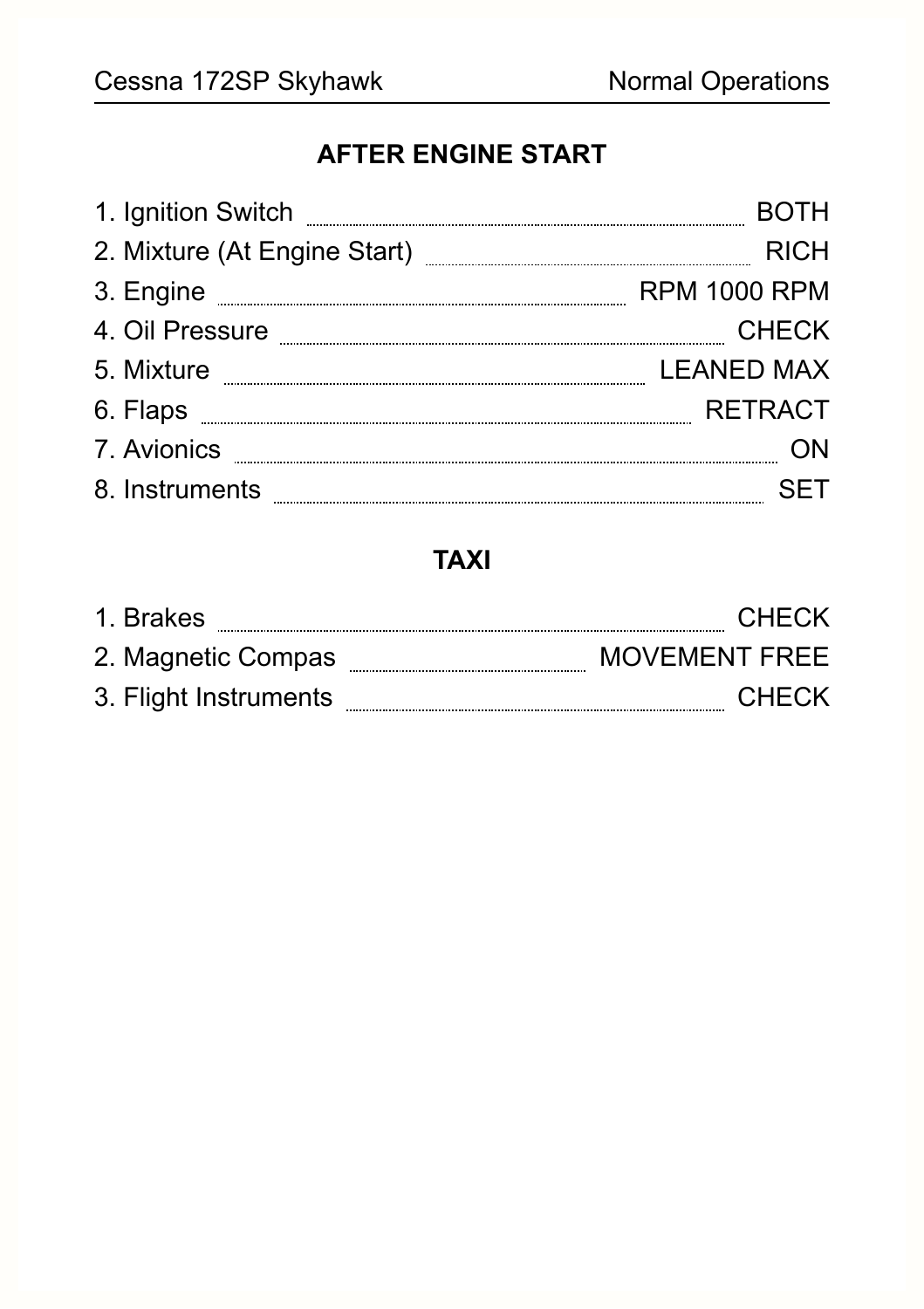## AFTER ENGINE START

1. Ignition Switch ........ BOTH
2. Mixture (At Engine Start) ........ RICH
3. Engine ........ RPM 1000 RPM
4. Oil Pressure ........ CHECK
5. Mixture ........ LEANED MAX
6. Flaps ........ RETRACT
7. Avionics ........ ON
8. Instruments ........ SET

## TAXI

1. Brakes ........ CHECK
2. Magnetic Compas ........ MOVEMENT FREE
3. Flight Instruments ........ CHECK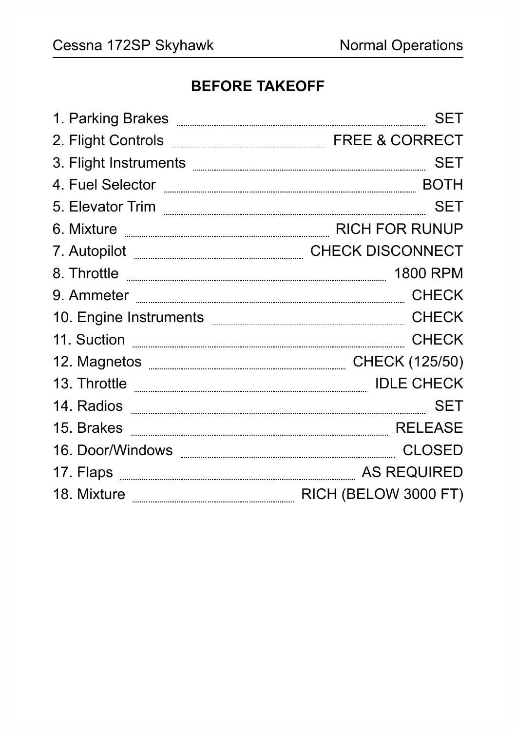## BEFORE TAKEOFF

1. Parking Brakes ........ SET
2. Flight Controls ........ FREE & CORRECT
3. Flight Instruments ........ SET
4. Fuel Selector ........ BOTH
5. Elevator Trim ........ SET
6. Mixture ........ RICH FOR RUNUP
7. Autopilot ........ CHECK DISCONNECT
8. Throttle ........ 1800 RPM
9. Ammeter ........ CHECK
10. Engine Instruments ........ CHECK
11. Suction ........ CHECK
12. Magnetos ........ CHECK (125/50)
13. Throttle ........ IDLE CHECK
14. Radios ........ SET
15. Brakes ........ RELEASE
16. Door/Windows ........ CLOSED
17. Flaps ........ AS REQUIRED
18. Mixture ........ RICH (BELOW 3000 FT)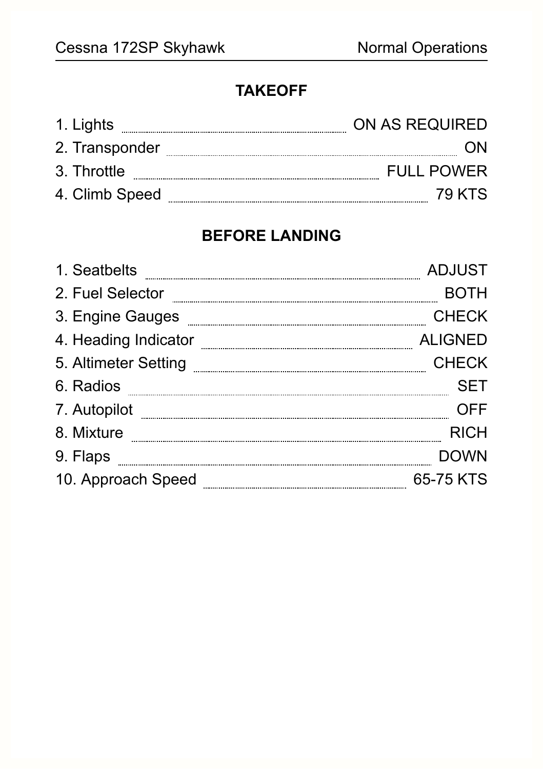## TAKEOFF

1. Lights .................... ON AS REQUIRED
2. Transponder .................... ON
3. Throttle .................... FULL POWER
4. Climb Speed .................... 79 KTS

## BEFORE LANDING

1. Seatbelts .................... ADJUST
2. Fuel Selector .................... BOTH
3. Engine Gauges .................... CHECK
4. Heading Indicator .................... ALIGNED
5. Altimeter Setting .................... CHECK
6. Radios .................... SET
7. Autopilot .................... OFF
8. Mixture .................... RICH
9. Flaps .................... DOWN
10. Approach Speed .................... 65-75 KTS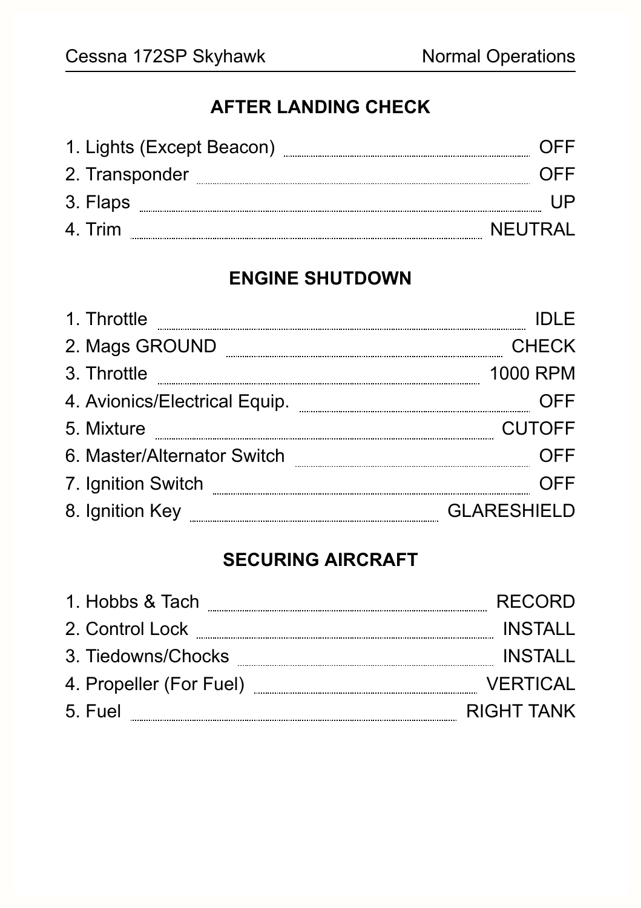## AFTER LANDING CHECK

1. Lights (Except Beacon) .......... OFF
2. Transponder .......... OFF
3. Flaps .......... UP
4. Trim .......... NEUTRAL

## ENGINE SHUTDOWN

1. Throttle .......... IDLE
2. Mags GROUND .......... CHECK
3. Throttle .......... 1000 RPM
4. Avionics/Electrical Equip. .......... OFF
5. Mixture .......... CUTOFF
6. Master/Alternator Switch .......... OFF
7. Ignition Switch .......... OFF
8. Ignition Key .......... GLARESHIELD

## SECURING AIRCRAFT

1. Hobbs & Tach .......... RECORD
2. Control Lock .......... INSTALL
3. Tiedowns/Chocks .......... INSTALL
4. Propeller (For Fuel) .......... VERTICAL
5. Fuel .......... RIGHT TANK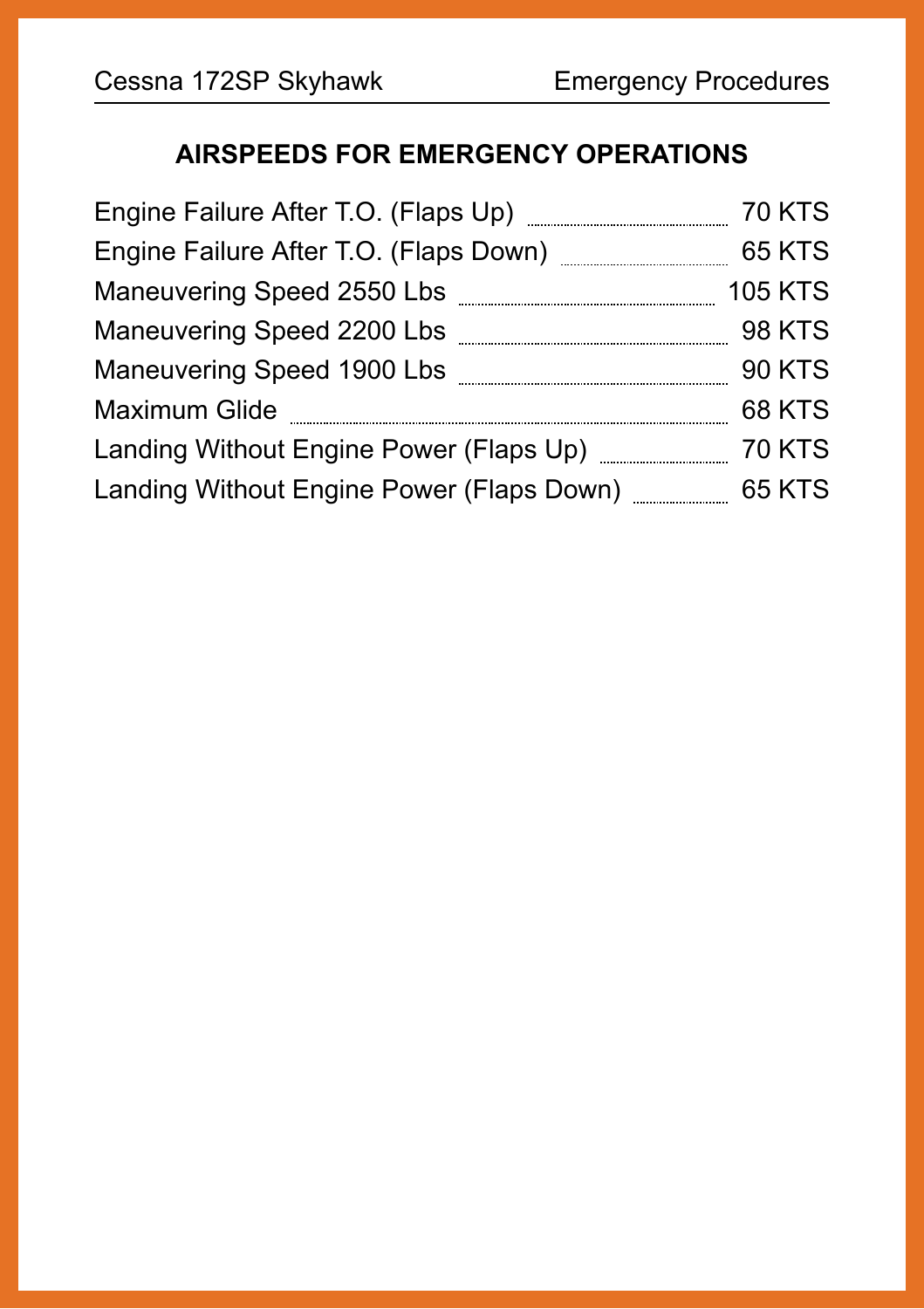## AIRSPEEDS FOR EMERGENCY OPERATIONS

| | |
|---|---|
| Engine Failure After T.O. (Flaps Up) | 70 KTS |
| Engine Failure After T.O. (Flaps Down) | 65 KTS |
| Maneuvering Speed 2550 Lbs | 105 KTS |
| Maneuvering Speed 2200 Lbs | 98 KTS |
| Maneuvering Speed 1900 Lbs | 90 KTS |
| Maximum Glide | 68 KTS |
| Landing Without Engine Power (Flaps Up) | 70 KTS |
| Landing Without Engine Power (Flaps Down) | 65 KTS |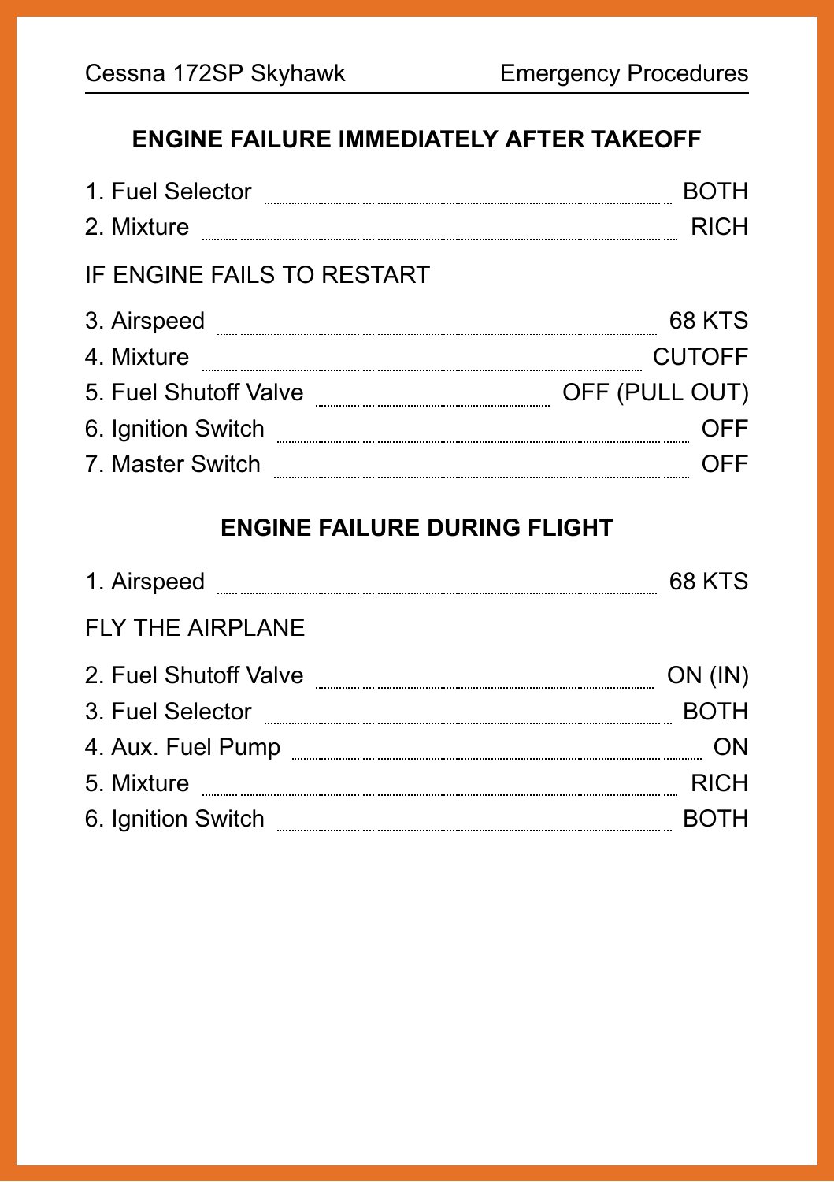## ENGINE FAILURE IMMEDIATELY AFTER TAKEOFF

1. Fuel Selector ........ BOTH
2. Mixture ........ RICH

IF ENGINE FAILS TO RESTART

3. Airspeed ........ 68 KTS
4. Mixture ........ CUTOFF
5. Fuel Shutoff Valve ........ OFF (PULL OUT)
6. Ignition Switch ........ OFF
7. Master Switch ........ OFF

## ENGINE FAILURE DURING FLIGHT

1. Airspeed ........ 68 KTS

FLY THE AIRPLANE

2. Fuel Shutoff Valve ........ ON (IN)
3. Fuel Selector ........ BOTH
4. Aux. Fuel Pump ........ ON
5. Mixture ........ RICH
6. Ignition Switch ........ BOTH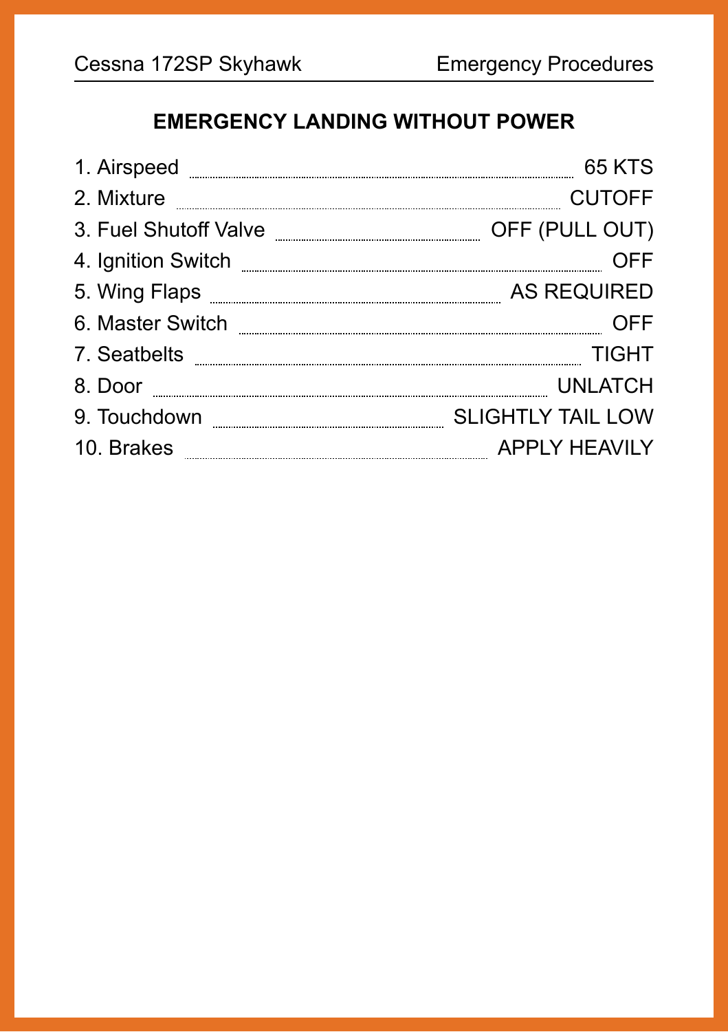## EMERGENCY LANDING WITHOUT POWER

1. Airspeed .................... 65 KTS
2. Mixture .................... CUTOFF
3. Fuel Shutoff Valve .................... OFF (PULL OUT)
4. Ignition Switch .................... OFF
5. Wing Flaps .................... AS REQUIRED
6. Master Switch .................... OFF
7. Seatbelts .................... TIGHT
8. Door .................... UNLATCH
9. Touchdown .................... SLIGHTLY TAIL LOW
10. Brakes .................... APPLY HEAVILY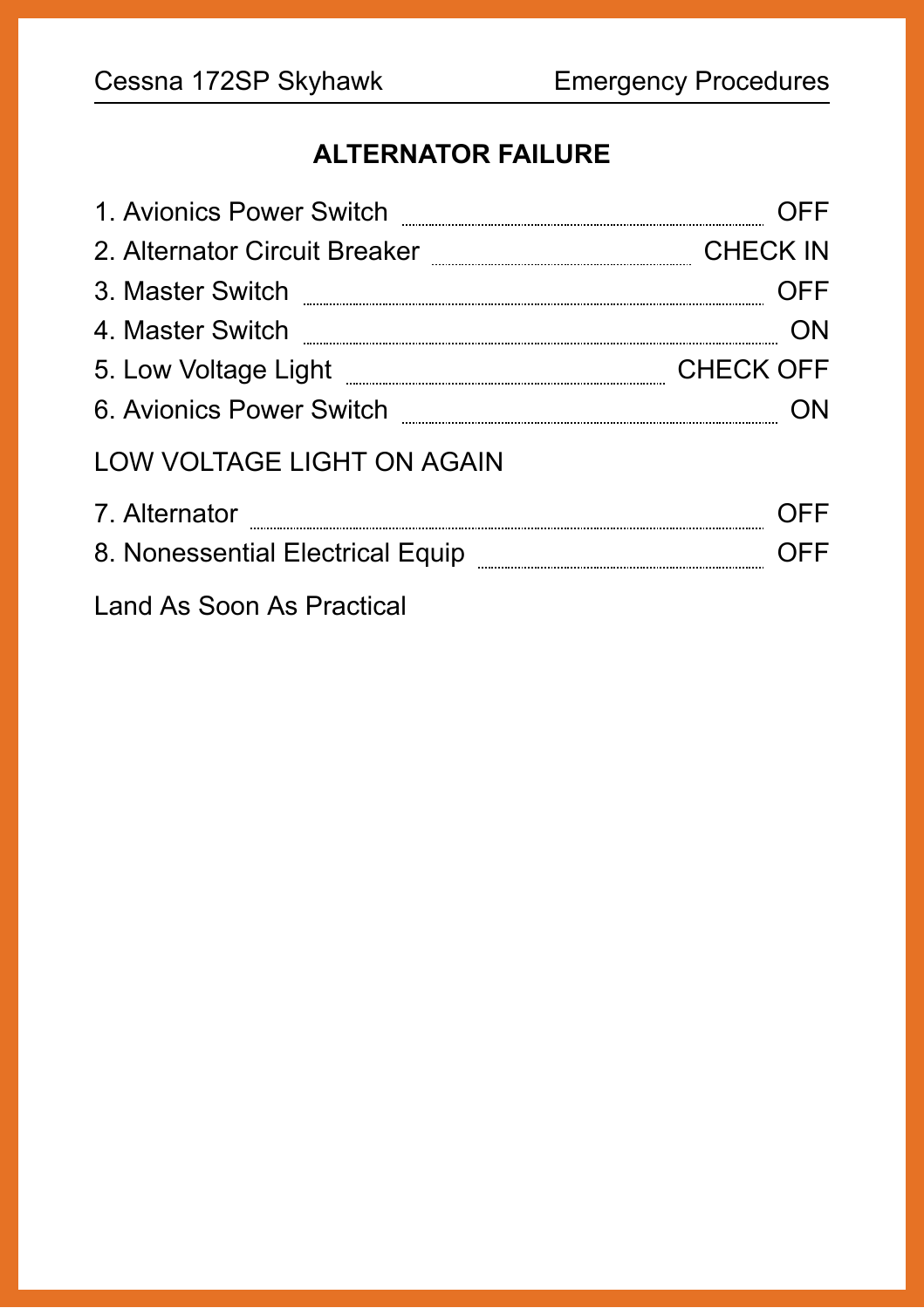## ALTERNATOR FAILURE

1. Avionics Power Switch ........ OFF
2. Alternator Circuit Breaker ........ CHECK IN
3. Master Switch ........ OFF
4. Master Switch ........ ON
5. Low Voltage Light ........ CHECK OFF
6. Avionics Power Switch ........ ON

LOW VOLTAGE LIGHT ON AGAIN

7. Alternator ........ OFF
8. Nonessential Electrical Equip ........ OFF

Land As Soon As Practical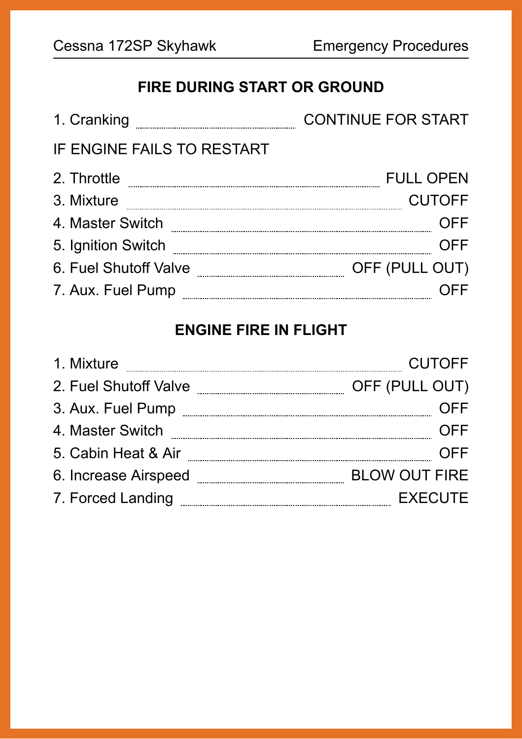## FIRE DURING START OR GROUND

1. Cranking ........ CONTINUE FOR START

IF ENGINE FAILS TO RESTART

2. Throttle ........ FULL OPEN
3. Mixture ........ CUTOFF
4. Master Switch ........ OFF
5. Ignition Switch ........ OFF
6. Fuel Shutoff Valve ........ OFF (PULL OUT)
7. Aux. Fuel Pump ........ OFF

## ENGINE FIRE IN FLIGHT

1. Mixture ........ CUTOFF
2. Fuel Shutoff Valve ........ OFF (PULL OUT)
3. Aux. Fuel Pump ........ OFF
4. Master Switch ........ OFF
5. Cabin Heat & Air ........ OFF
6. Increase Airspeed ........ BLOW OUT FIRE
7. Forced Landing ........ EXECUTE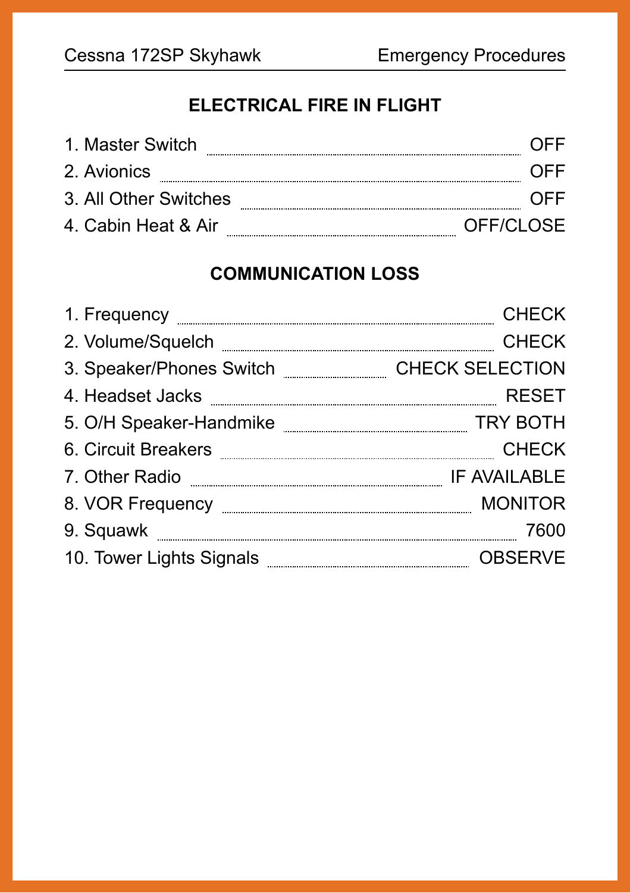## ELECTRICAL FIRE IN FLIGHT

1. Master Switch ........ OFF
2. Avionics ........ OFF
3. All Other Switches ........ OFF
4. Cabin Heat & Air ........ OFF/CLOSE

## COMMUNICATION LOSS

1. Frequency ........ CHECK
2. Volume/Squelch ........ CHECK
3. Speaker/Phones Switch ........ CHECK SELECTION
4. Headset Jacks ........ RESET
5. O/H Speaker-Handmike ........ TRY BOTH
6. Circuit Breakers ........ CHECK
7. Other Radio ........ IF AVAILABLE
8. VOR Frequency ........ MONITOR
9. Squawk ........ 7600
10. Tower Lights Signals ........ OBSERVE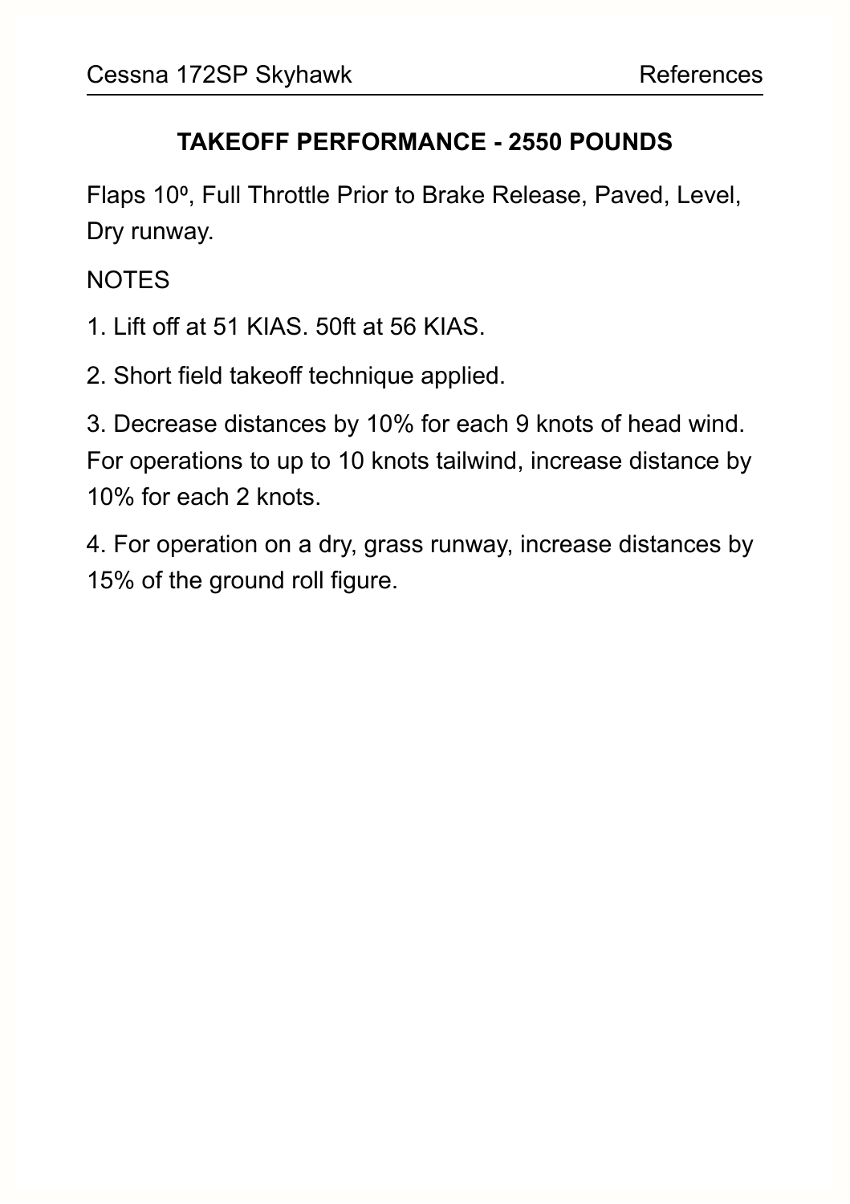## TAKEOFF PERFORMANCE - 2550 POUNDS

Flaps 10º, Full Throttle Prior to Brake Release, Paved, Level, Dry runway.

NOTES

1. Lift off at 51 KIAS. 50ft at 56 KIAS.

2. Short field takeoff technique applied.

3. Decrease distances by 10% for each 9 knots of head wind. For operations to up to 10 knots tailwind, increase distance by 10% for each 2 knots.

4. For operation on a dry, grass runway, increase distances by 15% of the ground roll figure.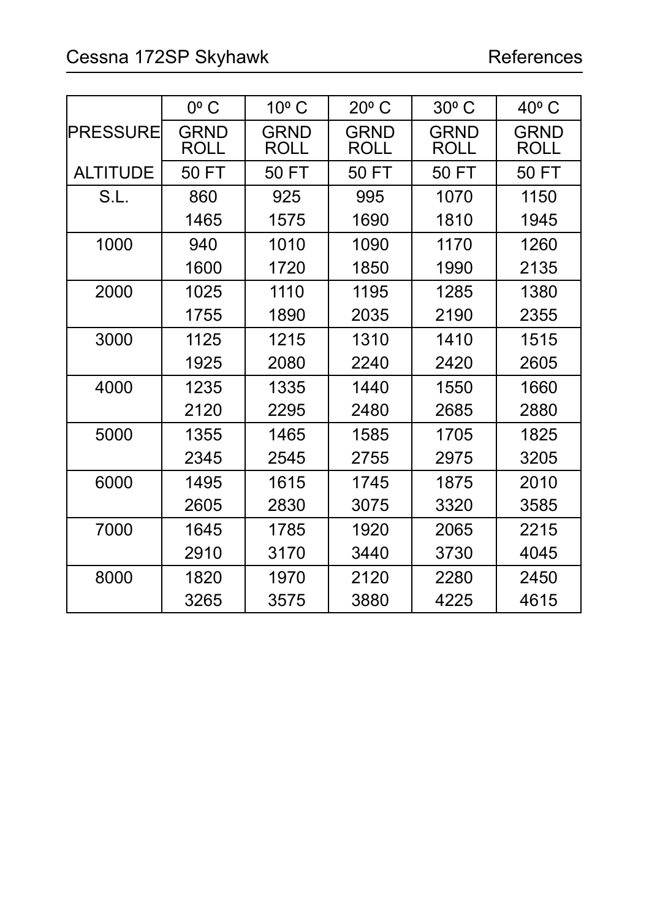| PRESSURE ALTITUDE | 0º C | 10º C | 20º C | 30º C | 40º C |
|---|---|---|---|---|---|
| | GRND ROLL | GRND ROLL | GRND ROLL | GRND ROLL | GRND ROLL |
| | 50 FT | 50 FT | 50 FT | 50 FT | 50 FT |
| S.L. | 860 | 925 | 995 | 1070 | 1150 |
| | 1465 | 1575 | 1690 | 1810 | 1945 |
| 1000 | 940 | 1010 | 1090 | 1170 | 1260 |
| | 1600 | 1720 | 1850 | 1990 | 2135 |
| 2000 | 1025 | 1110 | 1195 | 1285 | 1380 |
| | 1755 | 1890 | 2035 | 2190 | 2355 |
| 3000 | 1125 | 1215 | 1310 | 1410 | 1515 |
| | 1925 | 2080 | 2240 | 2420 | 2605 |
| 4000 | 1235 | 1335 | 1440 | 1550 | 1660 |
| | 2120 | 2295 | 2480 | 2685 | 2880 |
| 5000 | 1355 | 1465 | 1585 | 1705 | 1825 |
| | 2345 | 2545 | 2755 | 2975 | 3205 |
| 6000 | 1495 | 1615 | 1745 | 1875 | 2010 |
| | 2605 | 2830 | 3075 | 3320 | 3585 |
| 7000 | 1645 | 1785 | 1920 | 2065 | 2215 |
| | 2910 | 3170 | 3440 | 3730 | 4045 |
| 8000 | 1820 | 1970 | 2120 | 2280 | 2450 |
| | 3265 | 3575 | 3880 | 4225 | 4615 |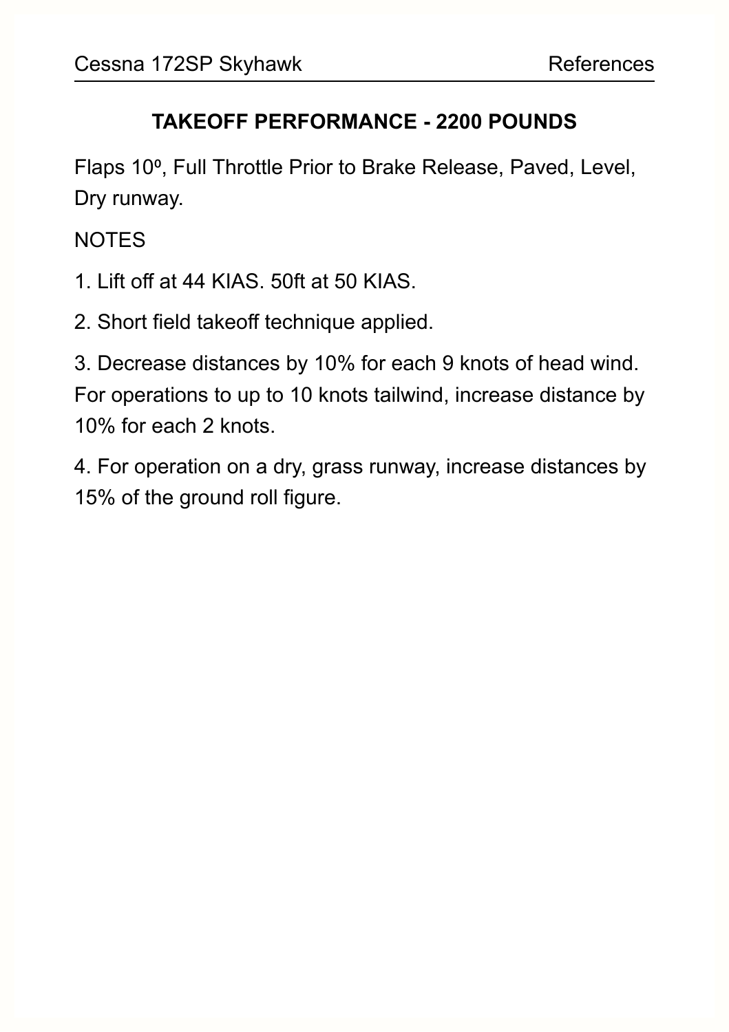## TAKEOFF PERFORMANCE - 2200 POUNDS

Flaps 10º, Full Throttle Prior to Brake Release, Paved, Level, Dry runway.

NOTES

1. Lift off at 44 KIAS. 50ft at 50 KIAS.

2. Short field takeoff technique applied.

3. Decrease distances by 10% for each 9 knots of head wind. For operations to up to 10 knots tailwind, increase distance by 10% for each 2 knots.

4. For operation on a dry, grass runway, increase distances by 15% of the ground roll figure.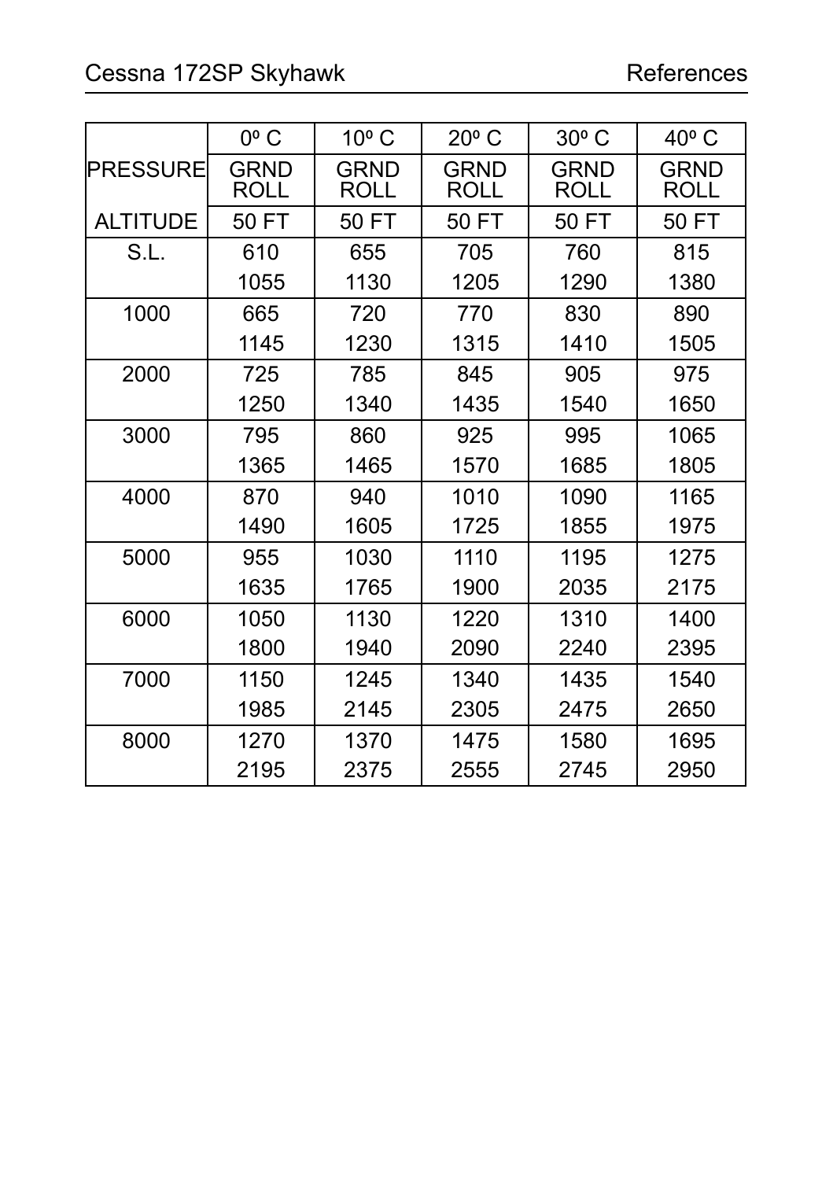| PRESSURE ALTITUDE | 0º C GRND ROLL 50 FT | 10º C GRND ROLL 50 FT | 20º C GRND ROLL 50 FT | 30º C GRND ROLL 50 FT | 40º C GRND ROLL 50 FT |
|---|---|---|---|---|---|
| S.L. | 610<br>1055 | 655<br>1130 | 705<br>1205 | 760<br>1290 | 815<br>1380 |
| 1000 | 665<br>1145 | 720<br>1230 | 770<br>1315 | 830<br>1410 | 890<br>1505 |
| 2000 | 725<br>1250 | 785<br>1340 | 845<br>1435 | 905<br>1540 | 975<br>1650 |
| 3000 | 795<br>1365 | 860<br>1465 | 925<br>1570 | 995<br>1685 | 1065<br>1805 |
| 4000 | 870<br>1490 | 940<br>1605 | 1010<br>1725 | 1090<br>1855 | 1165<br>1975 |
| 5000 | 955<br>1635 | 1030<br>1765 | 1110<br>1900 | 1195<br>2035 | 1275<br>2175 |
| 6000 | 1050<br>1800 | 1130<br>1940 | 1220<br>2090 | 1310<br>2240 | 1400<br>2395 |
| 7000 | 1150<br>1985 | 1245<br>2145 | 1340<br>2305 | 1435<br>2475 | 1540<br>2650 |
| 8000 | 1270<br>2195 | 1370<br>2375 | 1475<br>2555 | 1580<br>2745 | 1695<br>2950 |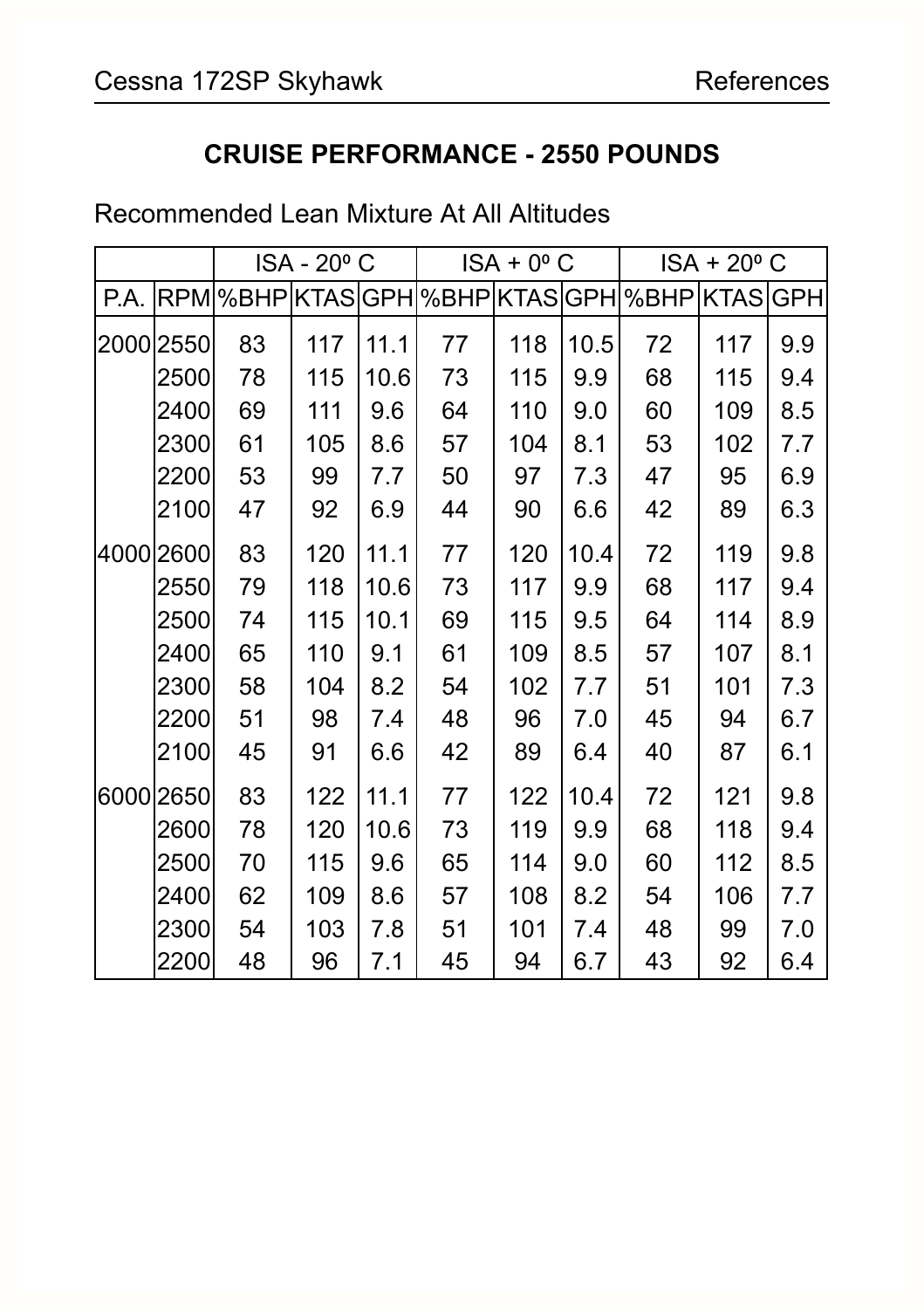## CRUISE PERFORMANCE - 2550 POUNDS

Recommended Lean Mixture At All Altitudes

| | | ISA - 20º C | | | ISA + 0º C | | | ISA + 20º C | | |
|---|---|---|---|---|---|---|---|---|---|---|
| P.A. | RPM | %BHP | KTAS | GPH | %BHP | KTAS | GPH | %BHP | KTAS | GPH |
| 2000 | 2550 | 83 | 117 | 11.1 | 77 | 118 | 10.5 | 72 | 117 | 9.9 |
| | 2500 | 78 | 115 | 10.6 | 73 | 115 | 9.9 | 68 | 115 | 9.4 |
| | 2400 | 69 | 111 | 9.6 | 64 | 110 | 9.0 | 60 | 109 | 8.5 |
| | 2300 | 61 | 105 | 8.6 | 57 | 104 | 8.1 | 53 | 102 | 7.7 |
| | 2200 | 53 | 99 | 7.7 | 50 | 97 | 7.3 | 47 | 95 | 6.9 |
| | 2100 | 47 | 92 | 6.9 | 44 | 90 | 6.6 | 42 | 89 | 6.3 |
| 4000 | 2600 | 83 | 120 | 11.1 | 77 | 120 | 10.4 | 72 | 119 | 9.8 |
| | 2550 | 79 | 118 | 10.6 | 73 | 117 | 9.9 | 68 | 117 | 9.4 |
| | 2500 | 74 | 115 | 10.1 | 69 | 115 | 9.5 | 64 | 114 | 8.9 |
| | 2400 | 65 | 110 | 9.1 | 61 | 109 | 8.5 | 57 | 107 | 8.1 |
| | 2300 | 58 | 104 | 8.2 | 54 | 102 | 7.7 | 51 | 101 | 7.3 |
| | 2200 | 51 | 98 | 7.4 | 48 | 96 | 7.0 | 45 | 94 | 6.7 |
| | 2100 | 45 | 91 | 6.6 | 42 | 89 | 6.4 | 40 | 87 | 6.1 |
| 6000 | 2650 | 83 | 122 | 11.1 | 77 | 122 | 10.4 | 72 | 121 | 9.8 |
| | 2600 | 78 | 120 | 10.6 | 73 | 119 | 9.9 | 68 | 118 | 9.4 |
| | 2500 | 70 | 115 | 9.6 | 65 | 114 | 9.0 | 60 | 112 | 8.5 |
| | 2400 | 62 | 109 | 8.6 | 57 | 108 | 8.2 | 54 | 106 | 7.7 |
| | 2300 | 54 | 103 | 7.8 | 51 | 101 | 7.4 | 48 | 99 | 7.0 |
| | 2200 | 48 | 96 | 7.1 | 45 | 94 | 6.7 | 43 | 92 | 6.4 |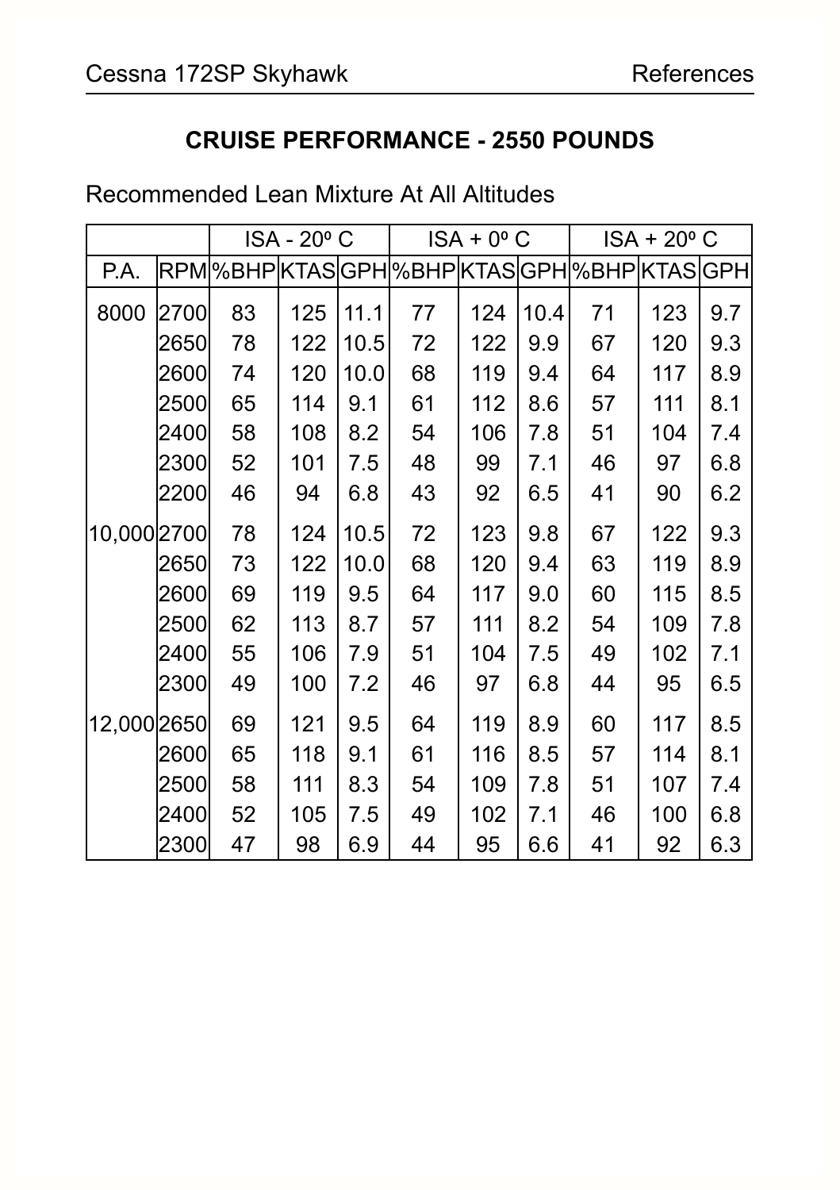## CRUISE PERFORMANCE - 2550 POUNDS

Recommended Lean Mixture At All Altitudes

| | | ISA - 20º C | | | ISA + 0º C | | | ISA + 20º C | | |
|---|---|---|---|---|---|---|---|---|---|---|
| P.A. | RPM | %BHP | KTAS | GPH | %BHP | KTAS | GPH | %BHP | KTAS | GPH |
| 8000 | 2700 | 83 | 125 | 11.1 | 77 | 124 | 10.4 | 71 | 123 | 9.7 |
| | 2650 | 78 | 122 | 10.5 | 72 | 122 | 9.9 | 67 | 120 | 9.3 |
| | 2600 | 74 | 120 | 10.0 | 68 | 119 | 9.4 | 64 | 117 | 8.9 |
| | 2500 | 65 | 114 | 9.1 | 61 | 112 | 8.6 | 57 | 111 | 8.1 |
| | 2400 | 58 | 108 | 8.2 | 54 | 106 | 7.8 | 51 | 104 | 7.4 |
| | 2300 | 52 | 101 | 7.5 | 48 | 99 | 7.1 | 46 | 97 | 6.8 |
| | 2200 | 46 | 94 | 6.8 | 43 | 92 | 6.5 | 41 | 90 | 6.2 |
| 10,000 | 2700 | 78 | 124 | 10.5 | 72 | 123 | 9.8 | 67 | 122 | 9.3 |
| | 2650 | 73 | 122 | 10.0 | 68 | 120 | 9.4 | 63 | 119 | 8.9 |
| | 2600 | 69 | 119 | 9.5 | 64 | 117 | 9.0 | 60 | 115 | 8.5 |
| | 2500 | 62 | 113 | 8.7 | 57 | 111 | 8.2 | 54 | 109 | 7.8 |
| | 2400 | 55 | 106 | 7.9 | 51 | 104 | 7.5 | 49 | 102 | 7.1 |
| | 2300 | 49 | 100 | 7.2 | 46 | 97 | 6.8 | 44 | 95 | 6.5 |
| 12,000 | 2650 | 69 | 121 | 9.5 | 64 | 119 | 8.9 | 60 | 117 | 8.5 |
| | 2600 | 65 | 118 | 9.1 | 61 | 116 | 8.5 | 57 | 114 | 8.1 |
| | 2500 | 58 | 111 | 8.3 | 54 | 109 | 7.8 | 51 | 107 | 7.4 |
| | 2400 | 52 | 105 | 7.5 | 49 | 102 | 7.1 | 46 | 100 | 6.8 |
| | 2300 | 47 | 98 | 6.9 | 44 | 95 | 6.6 | 41 | 92 | 6.3 |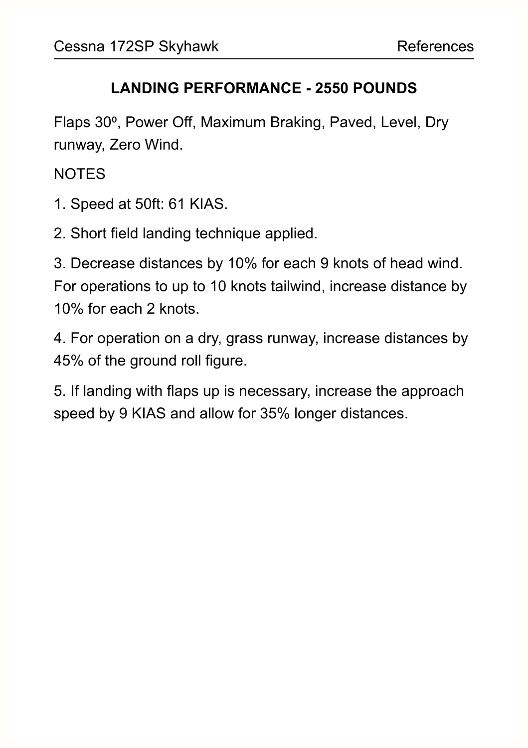## LANDING PERFORMANCE - 2550 POUNDS

Flaps 30º, Power Off, Maximum Braking, Paved, Level, Dry runway, Zero Wind.

NOTES

1. Speed at 50ft: 61 KIAS.

2. Short field landing technique applied.

3. Decrease distances by 10% for each 9 knots of head wind. For operations to up to 10 knots tailwind, increase distance by 10% for each 2 knots.

4. For operation on a dry, grass runway, increase distances by 45% of the ground roll figure.

5. If landing with flaps up is necessary, increase the approach speed by 9 KIAS and allow for 35% longer distances.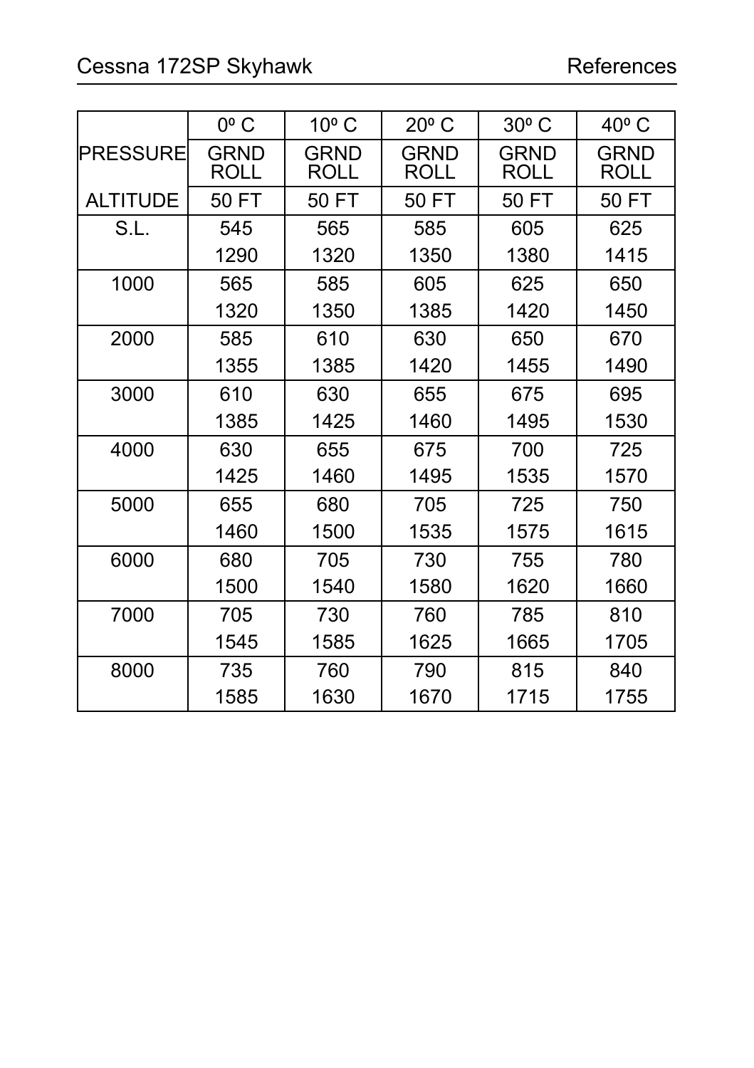| PRESSURE ALTITUDE | 0º C | 10º C | 20º C | 30º C | 40º C |
|---|---|---|---|---|---|
| | GRND ROLL | GRND ROLL | GRND ROLL | GRND ROLL | GRND ROLL |
| | 50 FT | 50 FT | 50 FT | 50 FT | 50 FT |
| S.L. | 545 | 565 | 585 | 605 | 625 |
| | 1290 | 1320 | 1350 | 1380 | 1415 |
| 1000 | 565 | 585 | 605 | 625 | 650 |
| | 1320 | 1350 | 1385 | 1420 | 1450 |
| 2000 | 585 | 610 | 630 | 650 | 670 |
| | 1355 | 1385 | 1420 | 1455 | 1490 |
| 3000 | 610 | 630 | 655 | 675 | 695 |
| | 1385 | 1425 | 1460 | 1495 | 1530 |
| 4000 | 630 | 655 | 675 | 700 | 725 |
| | 1425 | 1460 | 1495 | 1535 | 1570 |
| 5000 | 655 | 680 | 705 | 725 | 750 |
| | 1460 | 1500 | 1535 | 1575 | 1615 |
| 6000 | 680 | 705 | 730 | 755 | 780 |
| | 1500 | 1540 | 1580 | 1620 | 1660 |
| 7000 | 705 | 730 | 760 | 785 | 810 |
| | 1545 | 1585 | 1625 | 1665 | 1705 |
| 8000 | 735 | 760 | 790 | 815 | 840 |
| | 1585 | 1630 | 1670 | 1715 | 1755 |